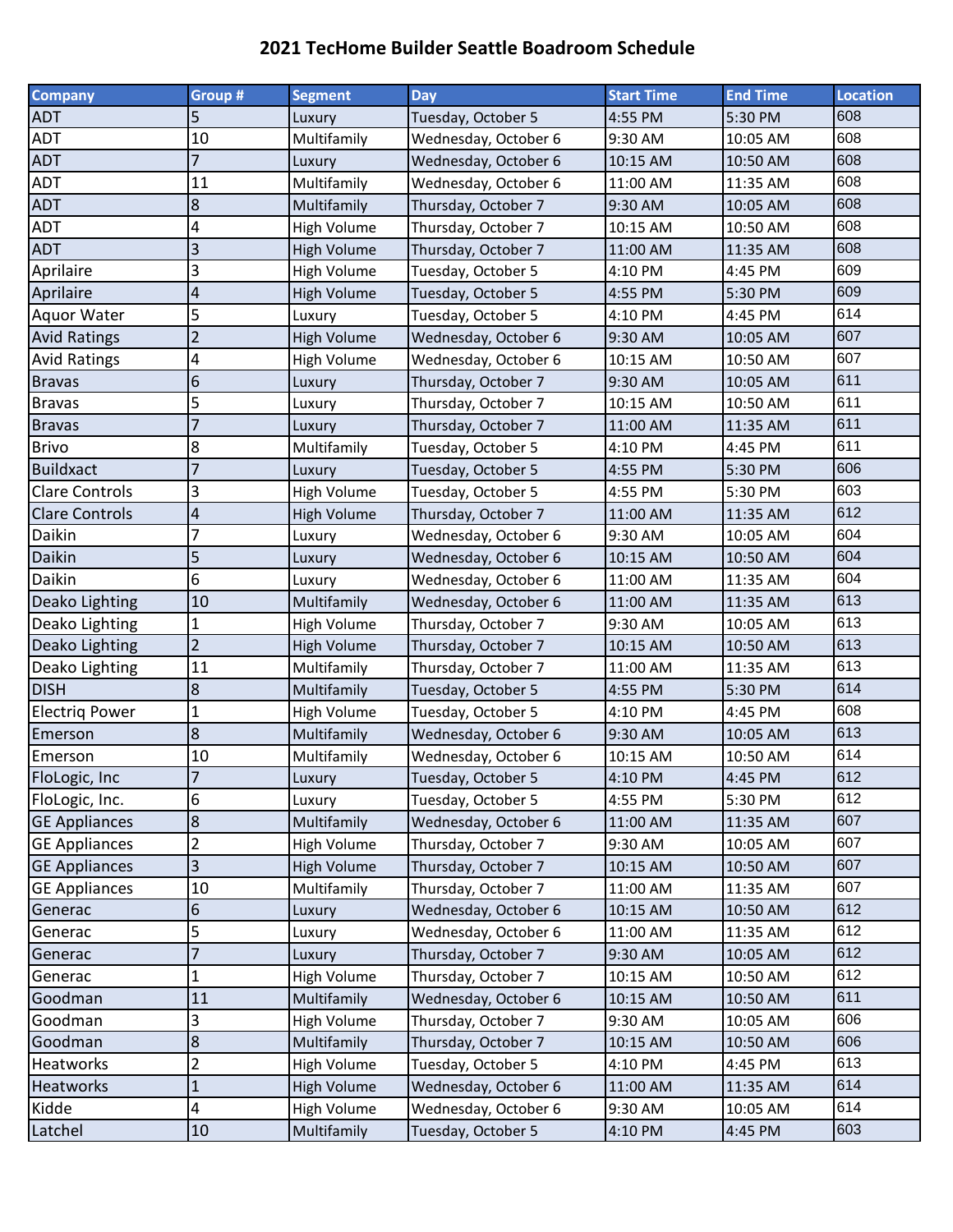# 2021 TecHome Builder Seattle Boadroom Schedule

| Company | Group # | Segment | Day | Start Time | End Time | Location |
|---|---|---|---|---|---|---|
| ADT | 5 | Luxury | Tuesday, October 5 | 4:55 PM | 5:30 PM | 608 |
| ADT | 10 | Multifamily | Wednesday, October 6 | 9:30 AM | 10:05 AM | 608 |
| ADT | 7 | Luxury | Wednesday, October 6 | 10:15 AM | 10:50 AM | 608 |
| ADT | 11 | Multifamily | Wednesday, October 6 | 11:00 AM | 11:35 AM | 608 |
| ADT | 8 | Multifamily | Thursday, October 7 | 9:30 AM | 10:05 AM | 608 |
| ADT | 4 | High Volume | Thursday, October 7 | 10:15 AM | 10:50 AM | 608 |
| ADT | 3 | High Volume | Thursday, October 7 | 11:00 AM | 11:35 AM | 608 |
| Aprilaire | 3 | High Volume | Tuesday, October 5 | 4:10 PM | 4:45 PM | 609 |
| Aprilaire | 4 | High Volume | Tuesday, October 5 | 4:55 PM | 5:30 PM | 609 |
| Aquor Water | 5 | Luxury | Tuesday, October 5 | 4:10 PM | 4:45 PM | 614 |
| Avid Ratings | 2 | High Volume | Wednesday, October 6 | 9:30 AM | 10:05 AM | 607 |
| Avid Ratings | 4 | High Volume | Wednesday, October 6 | 10:15 AM | 10:50 AM | 607 |
| Bravas | 6 | Luxury | Thursday, October 7 | 9:30 AM | 10:05 AM | 611 |
| Bravas | 5 | Luxury | Thursday, October 7 | 10:15 AM | 10:50 AM | 611 |
| Bravas | 7 | Luxury | Thursday, October 7 | 11:00 AM | 11:35 AM | 611 |
| Brivo | 8 | Multifamily | Tuesday, October 5 | 4:10 PM | 4:45 PM | 611 |
| Buildxact | 7 | Luxury | Tuesday, October 5 | 4:55 PM | 5:30 PM | 606 |
| Clare Controls | 3 | High Volume | Tuesday, October 5 | 4:55 PM | 5:30 PM | 603 |
| Clare Controls | 4 | High Volume | Thursday, October 7 | 11:00 AM | 11:35 AM | 612 |
| Daikin | 7 | Luxury | Wednesday, October 6 | 9:30 AM | 10:05 AM | 604 |
| Daikin | 5 | Luxury | Wednesday, October 6 | 10:15 AM | 10:50 AM | 604 |
| Daikin | 6 | Luxury | Wednesday, October 6 | 11:00 AM | 11:35 AM | 604 |
| Deako Lighting | 10 | Multifamily | Wednesday, October 6 | 11:00 AM | 11:35 AM | 613 |
| Deako Lighting | 1 | High Volume | Thursday, October 7 | 9:30 AM | 10:05 AM | 613 |
| Deako Lighting | 2 | High Volume | Thursday, October 7 | 10:15 AM | 10:50 AM | 613 |
| Deako Lighting | 11 | Multifamily | Thursday, October 7 | 11:00 AM | 11:35 AM | 613 |
| DISH | 8 | Multifamily | Tuesday, October 5 | 4:55 PM | 5:30 PM | 614 |
| Electriq Power | 1 | High Volume | Tuesday, October 5 | 4:10 PM | 4:45 PM | 608 |
| Emerson | 8 | Multifamily | Wednesday, October 6 | 9:30 AM | 10:05 AM | 613 |
| Emerson | 10 | Multifamily | Wednesday, October 6 | 10:15 AM | 10:50 AM | 614 |
| FloLogic, Inc | 7 | Luxury | Tuesday, October 5 | 4:10 PM | 4:45 PM | 612 |
| FloLogic, Inc. | 6 | Luxury | Tuesday, October 5 | 4:55 PM | 5:30 PM | 612 |
| GE Appliances | 8 | Multifamily | Wednesday, October 6 | 11:00 AM | 11:35 AM | 607 |
| GE Appliances | 2 | High Volume | Thursday, October 7 | 9:30 AM | 10:05 AM | 607 |
| GE Appliances | 3 | High Volume | Thursday, October 7 | 10:15 AM | 10:50 AM | 607 |
| GE Appliances | 10 | Multifamily | Thursday, October 7 | 11:00 AM | 11:35 AM | 607 |
| Generac | 6 | Luxury | Wednesday, October 6 | 10:15 AM | 10:50 AM | 612 |
| Generac | 5 | Luxury | Wednesday, October 6 | 11:00 AM | 11:35 AM | 612 |
| Generac | 7 | Luxury | Thursday, October 7 | 9:30 AM | 10:05 AM | 612 |
| Generac | 1 | High Volume | Thursday, October 7 | 10:15 AM | 10:50 AM | 612 |
| Goodman | 11 | Multifamily | Wednesday, October 6 | 10:15 AM | 10:50 AM | 611 |
| Goodman | 3 | High Volume | Thursday, October 7 | 9:30 AM | 10:05 AM | 606 |
| Goodman | 8 | Multifamily | Thursday, October 7 | 10:15 AM | 10:50 AM | 606 |
| Heatworks | 2 | High Volume | Tuesday, October 5 | 4:10 PM | 4:45 PM | 613 |
| Heatworks | 1 | High Volume | Wednesday, October 6 | 11:00 AM | 11:35 AM | 614 |
| Kidde | 4 | High Volume | Wednesday, October 6 | 9:30 AM | 10:05 AM | 614 |
| Latchel | 10 | Multifamily | Tuesday, October 5 | 4:10 PM | 4:45 PM | 603 |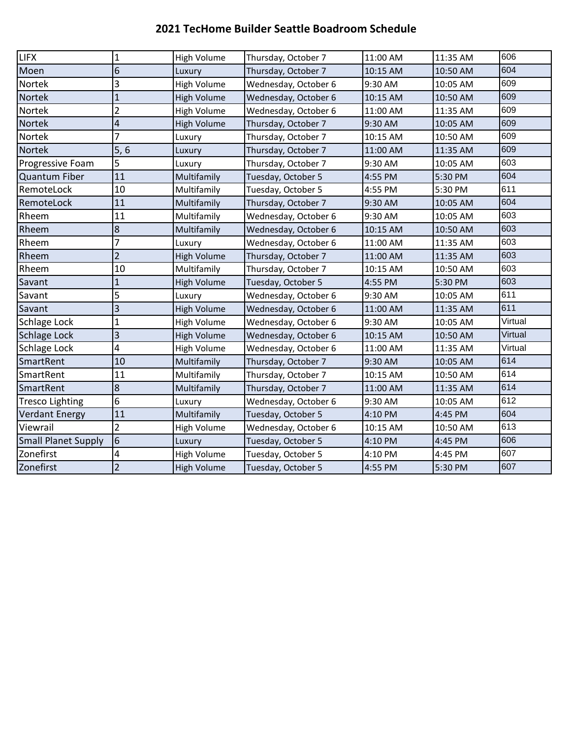## 2021 TecHome Builder Seattle Boadroom Schedule

| | | | | | | |
|---|---|---|---|---|---|---|
| LIFX | 1 | High Volume | Thursday, October 7 | 11:00 AM | 11:35 AM | 606 |
| Moen | 6 | Luxury | Thursday, October 7 | 10:15 AM | 10:50 AM | 604 |
| Nortek | 3 | High Volume | Wednesday, October 6 | 9:30 AM | 10:05 AM | 609 |
| Nortek | 1 | High Volume | Wednesday, October 6 | 10:15 AM | 10:50 AM | 609 |
| Nortek | 2 | High Volume | Wednesday, October 6 | 11:00 AM | 11:35 AM | 609 |
| Nortek | 4 | High Volume | Thursday, October 7 | 9:30 AM | 10:05 AM | 609 |
| Nortek | 7 | Luxury | Thursday, October 7 | 10:15 AM | 10:50 AM | 609 |
| Nortek | 5, 6 | Luxury | Thursday, October 7 | 11:00 AM | 11:35 AM | 609 |
| Progressive Foam | 5 | Luxury | Thursday, October 7 | 9:30 AM | 10:05 AM | 603 |
| Quantum Fiber | 11 | Multifamily | Tuesday, October 5 | 4:55 PM | 5:30 PM | 604 |
| RemoteLock | 10 | Multifamily | Tuesday, October 5 | 4:55 PM | 5:30 PM | 611 |
| RemoteLock | 11 | Multifamily | Thursday, October 7 | 9:30 AM | 10:05 AM | 604 |
| Rheem | 11 | Multifamily | Wednesday, October 6 | 9:30 AM | 10:05 AM | 603 |
| Rheem | 8 | Multifamily | Wednesday, October 6 | 10:15 AM | 10:50 AM | 603 |
| Rheem | 7 | Luxury | Wednesday, October 6 | 11:00 AM | 11:35 AM | 603 |
| Rheem | 2 | High Volume | Thursday, October 7 | 11:00 AM | 11:35 AM | 603 |
| Rheem | 10 | Multifamily | Thursday, October 7 | 10:15 AM | 10:50 AM | 603 |
| Savant | 1 | High Volume | Tuesday, October 5 | 4:55 PM | 5:30 PM | 603 |
| Savant | 5 | Luxury | Wednesday, October 6 | 9:30 AM | 10:05 AM | 611 |
| Savant | 3 | High Volume | Wednesday, October 6 | 11:00 AM | 11:35 AM | 611 |
| Schlage Lock | 1 | High Volume | Wednesday, October 6 | 9:30 AM | 10:05 AM | Virtual |
| Schlage Lock | 3 | High Volume | Wednesday, October 6 | 10:15 AM | 10:50 AM | Virtual |
| Schlage Lock | 4 | High Volume | Wednesday, October 6 | 11:00 AM | 11:35 AM | Virtual |
| SmartRent | 10 | Multifamily | Thursday, October 7 | 9:30 AM | 10:05 AM | 614 |
| SmartRent | 11 | Multifamily | Thursday, October 7 | 10:15 AM | 10:50 AM | 614 |
| SmartRent | 8 | Multifamily | Thursday, October 7 | 11:00 AM | 11:35 AM | 614 |
| Tresco Lighting | 6 | Luxury | Wednesday, October 6 | 9:30 AM | 10:05 AM | 612 |
| Verdant Energy | 11 | Multifamily | Tuesday, October 5 | 4:10 PM | 4:45 PM | 604 |
| Viewrail | 2 | High Volume | Wednesday, October 6 | 10:15 AM | 10:50 AM | 613 |
| Small Planet Supply | 6 | Luxury | Tuesday, October 5 | 4:10 PM | 4:45 PM | 606 |
| Zonefirst | 4 | High Volume | Tuesday, October 5 | 4:10 PM | 4:45 PM | 607 |
| Zonefirst | 2 | High Volume | Tuesday, October 5 | 4:55 PM | 5:30 PM | 607 |